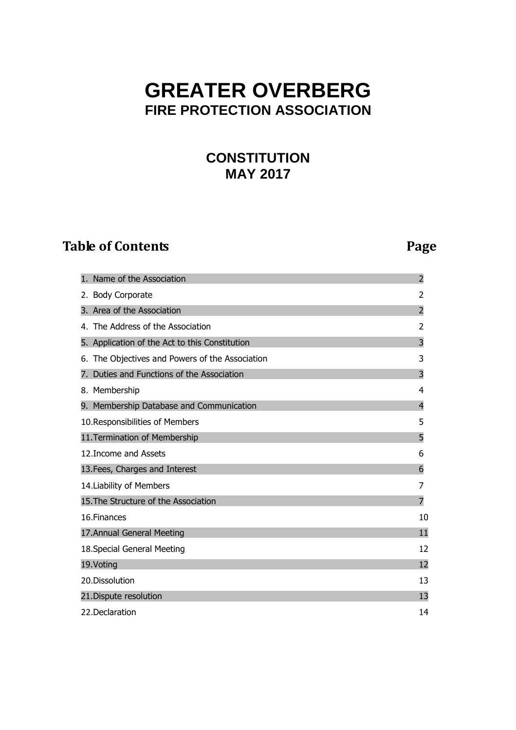# GREATER OVERBERG
## FIRE PROTECTION ASSOCIATION

## CONSTITUTION
## MAY 2017

| Table of Contents | Page |
|---|---|
| 1. Name of the Association | 2 |
| 2. Body Corporate | 2 |
| 3. Area of the Association | 2 |
| 4. The Address of the Association | 2 |
| 5. Application of the Act to this Constitution | 3 |
| 6. The Objectives and Powers of the Association | 3 |
| 7. Duties and Functions of the Association | 3 |
| 8. Membership | 4 |
| 9. Membership Database and Communication | 4 |
| 10. Responsibilities of Members | 5 |
| 11. Termination of Membership | 5 |
| 12. Income and Assets | 6 |
| 13. Fees, Charges and Interest | 6 |
| 14. Liability of Members | 7 |
| 15. The Structure of the Association | 7 |
| 16. Finances | 10 |
| 17. Annual General Meeting | 11 |
| 18. Special General Meeting | 12 |
| 19. Voting | 12 |
| 20. Dissolution | 13 |
| 21. Dispute resolution | 13 |
| 22. Declaration | 14 |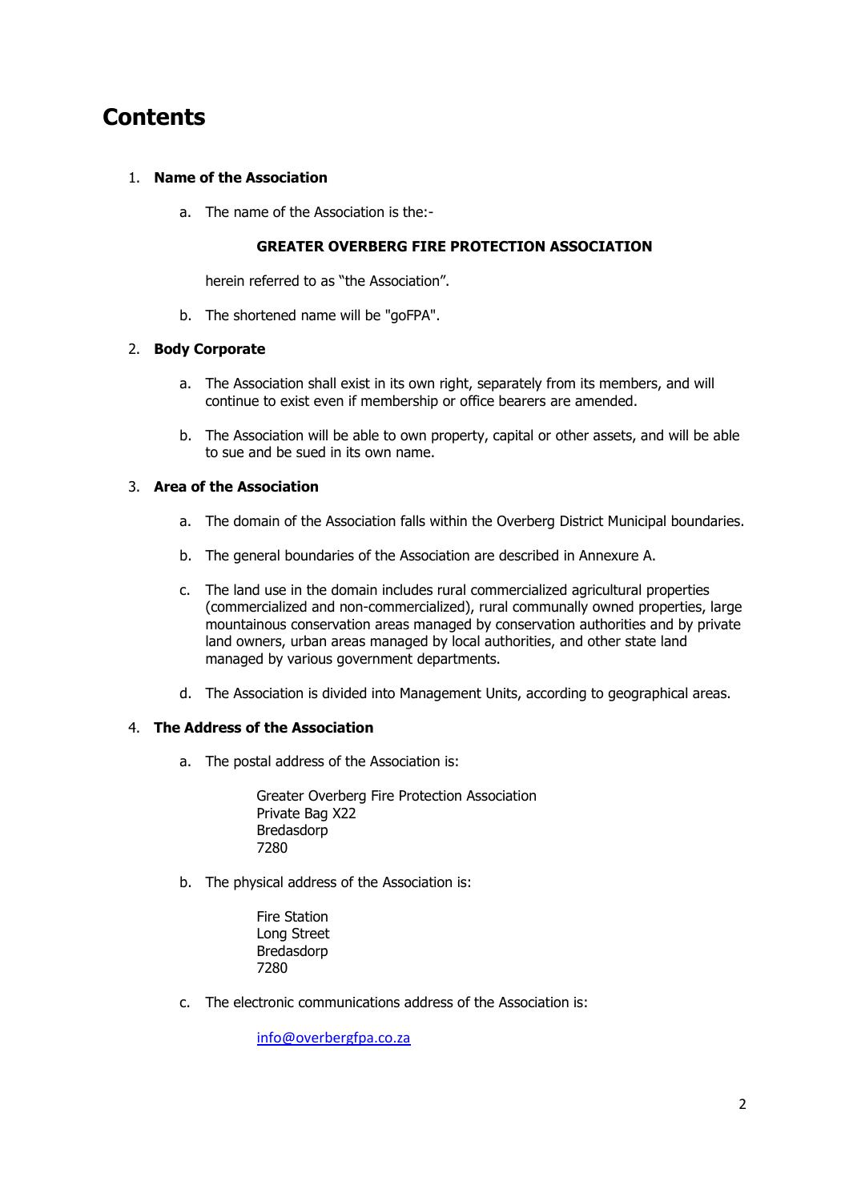# Contents

1. **Name of the Association**

   a. The name of the Association is the:-

   **GREATER OVERBERG FIRE PROTECTION ASSOCIATION**

   herein referred to as "the Association".

   b. The shortened name will be "goFPA".

2. **Body Corporate**

   a. The Association shall exist in its own right, separately from its members, and will continue to exist even if membership or office bearers are amended.

   b. The Association will be able to own property, capital or other assets, and will be able to sue and be sued in its own name.

3. **Area of the Association**

   a. The domain of the Association falls within the Overberg District Municipal boundaries.

   b. The general boundaries of the Association are described in Annexure A.

   c. The land use in the domain includes rural commercialized agricultural properties (commercialized and non-commercialized), rural communally owned properties, large mountainous conservation areas managed by conservation authorities and by private land owners, urban areas managed by local authorities, and other state land managed by various government departments.

   d. The Association is divided into Management Units, according to geographical areas.

4. **The Address of the Association**

   a. The postal address of the Association is:

      Greater Overberg Fire Protection Association
      Private Bag X22
      Bredasdorp
      7280

   b. The physical address of the Association is:

      Fire Station
      Long Street
      Bredasdorp
      7280

   c. The electronic communications address of the Association is:

      info@overbergfpa.co.za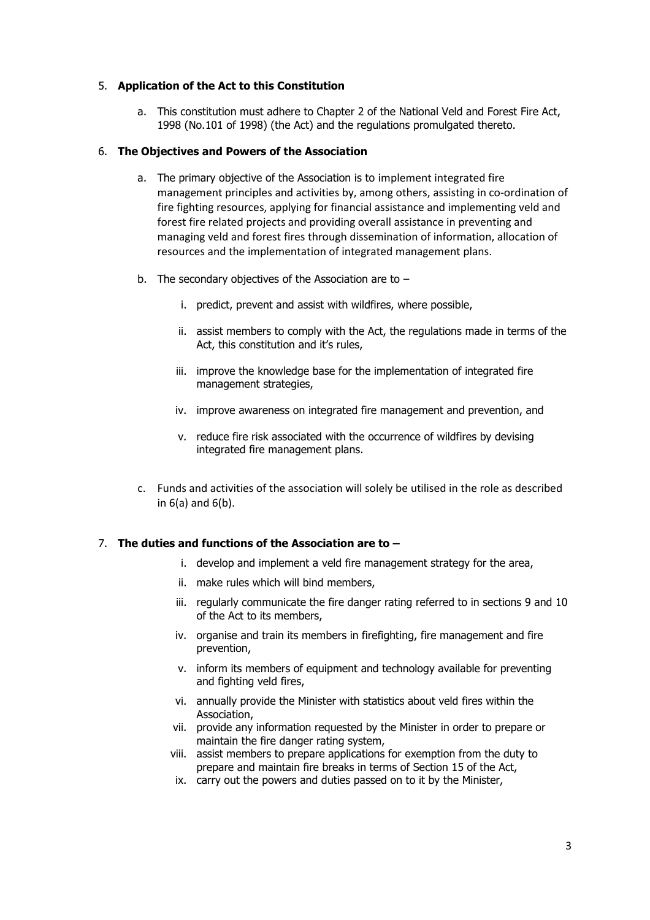5. **Application of the Act to this Constitution**

    a. This constitution must adhere to Chapter 2 of the National Veld and Forest Fire Act, 1998 (No.101 of 1998) (the Act) and the regulations promulgated thereto.

6. **The Objectives and Powers of the Association**

    a. The primary objective of the Association is to implement integrated fire management principles and activities by, among others, assisting in co-ordination of fire fighting resources, applying for financial assistance and implementing veld and forest fire related projects and providing overall assistance in preventing and managing veld and forest fires through dissemination of information, allocation of resources and the implementation of integrated management plans.

    b. The secondary objectives of the Association are to –

        i. predict, prevent and assist with wildfires, where possible,

        ii. assist members to comply with the Act, the regulations made in terms of the Act, this constitution and it's rules,

        iii. improve the knowledge base for the implementation of integrated fire management strategies,

        iv. improve awareness on integrated fire management and prevention, and

        v. reduce fire risk associated with the occurrence of wildfires by devising integrated fire management plans.

    c. Funds and activities of the association will solely be utilised in the role as described in 6(a) and 6(b).

7. **The duties and functions of the Association are to –**

    i. develop and implement a veld fire management strategy for the area,
    ii. make rules which will bind members,
    iii. regularly communicate the fire danger rating referred to in sections 9 and 10 of the Act to its members,
    iv. organise and train its members in firefighting, fire management and fire prevention,
    v. inform its members of equipment and technology available for preventing and fighting veld fires,
    vi. annually provide the Minister with statistics about veld fires within the Association,
    vii. provide any information requested by the Minister in order to prepare or maintain the fire danger rating system,
    viii. assist members to prepare applications for exemption from the duty to prepare and maintain fire breaks in terms of Section 15 of the Act,
    ix. carry out the powers and duties passed on to it by the Minister,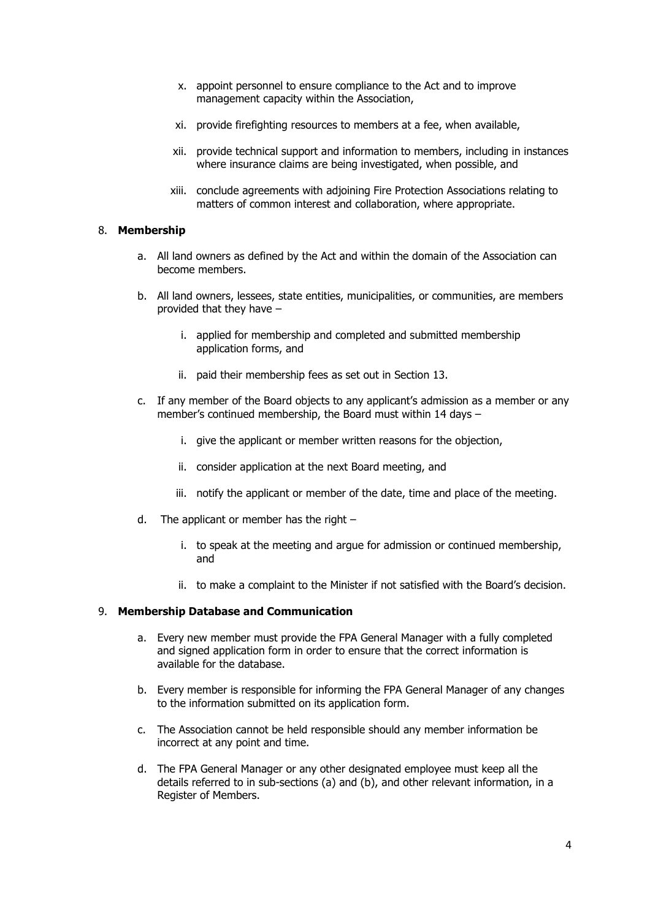x. appoint personnel to ensure compliance to the Act and to improve management capacity within the Association,

xi. provide firefighting resources to members at a fee, when available,

xii. provide technical support and information to members, including in instances where insurance claims are being investigated, when possible, and

xiii. conclude agreements with adjoining Fire Protection Associations relating to matters of common interest and collaboration, where appropriate.

8. **Membership**

a. All land owners as defined by the Act and within the domain of the Association can become members.

b. All land owners, lessees, state entities, municipalities, or communities, are members provided that they have –

i. applied for membership and completed and submitted membership application forms, and

ii. paid their membership fees as set out in Section 13.

c. If any member of the Board objects to any applicant's admission as a member or any member's continued membership, the Board must within 14 days –

i. give the applicant or member written reasons for the objection,

ii. consider application at the next Board meeting, and

iii. notify the applicant or member of the date, time and place of the meeting.

d. The applicant or member has the right –

i. to speak at the meeting and argue for admission or continued membership, and

ii. to make a complaint to the Minister if not satisfied with the Board's decision.

9. **Membership Database and Communication**

a. Every new member must provide the FPA General Manager with a fully completed and signed application form in order to ensure that the correct information is available for the database.

b. Every member is responsible for informing the FPA General Manager of any changes to the information submitted on its application form.

c. The Association cannot be held responsible should any member information be incorrect at any point and time.

d. The FPA General Manager or any other designated employee must keep all the details referred to in sub-sections (a) and (b), and other relevant information, in a Register of Members.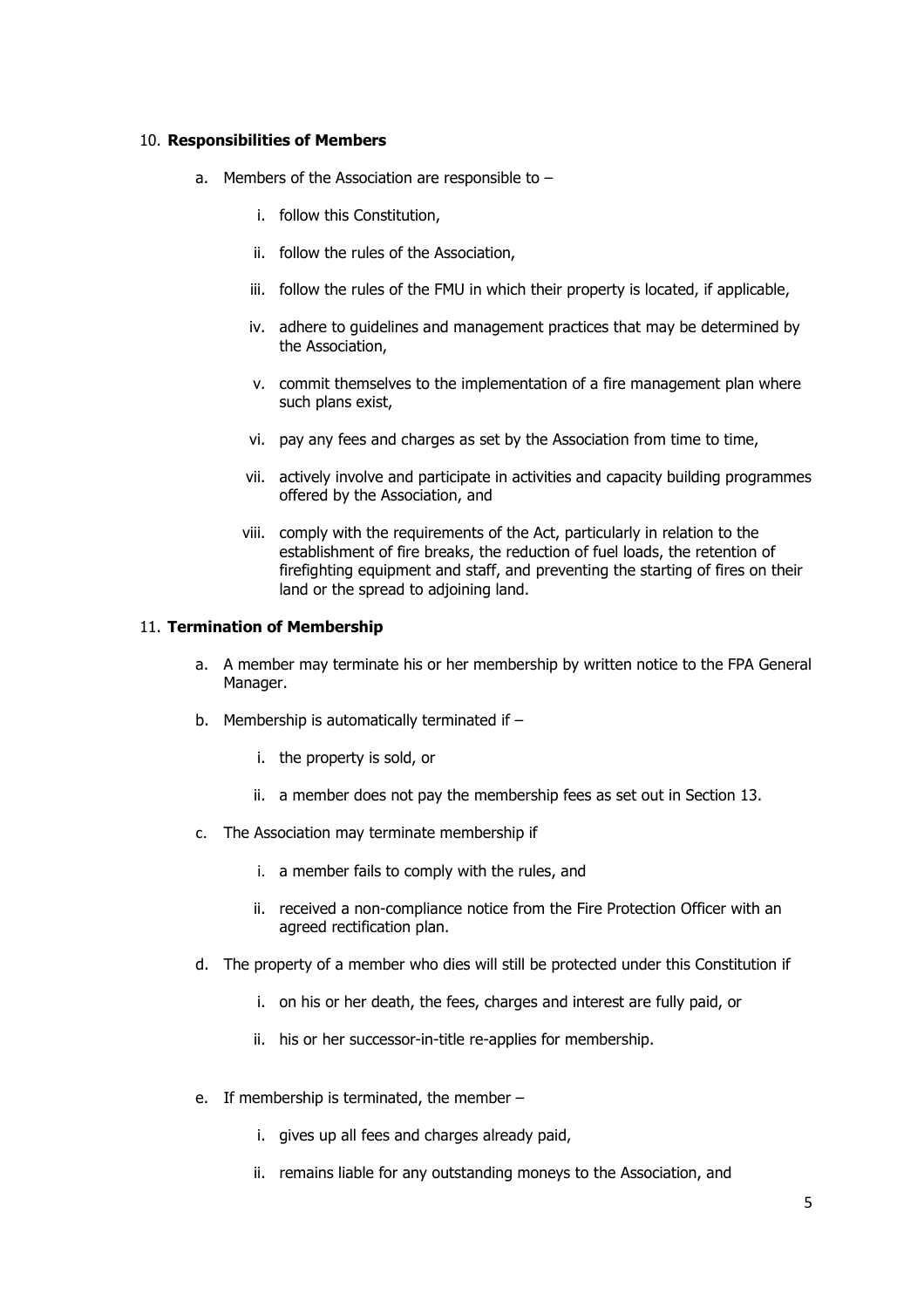10. **Responsibilities of Members**

   a. Members of the Association are responsible to –

      i. follow this Constitution,

      ii. follow the rules of the Association,

      iii. follow the rules of the FMU in which their property is located, if applicable,

      iv. adhere to guidelines and management practices that may be determined by the Association,

      v. commit themselves to the implementation of a fire management plan where such plans exist,

      vi. pay any fees and charges as set by the Association from time to time,

      vii. actively involve and participate in activities and capacity building programmes offered by the Association, and

      viii. comply with the requirements of the Act, particularly in relation to the establishment of fire breaks, the reduction of fuel loads, the retention of firefighting equipment and staff, and preventing the starting of fires on their land or the spread to adjoining land.

11. **Termination of Membership**

   a. A member may terminate his or her membership by written notice to the FPA General Manager.

   b. Membership is automatically terminated if –

      i. the property is sold, or

      ii. a member does not pay the membership fees as set out in Section 13.

   c. The Association may terminate membership if

      i. a member fails to comply with the rules, and

      ii. received a non-compliance notice from the Fire Protection Officer with an agreed rectification plan.

   d. The property of a member who dies will still be protected under this Constitution if

      i. on his or her death, the fees, charges and interest are fully paid, or

      ii. his or her successor-in-title re-applies for membership.

   e. If membership is terminated, the member –

      i. gives up all fees and charges already paid,

      ii. remains liable for any outstanding moneys to the Association, and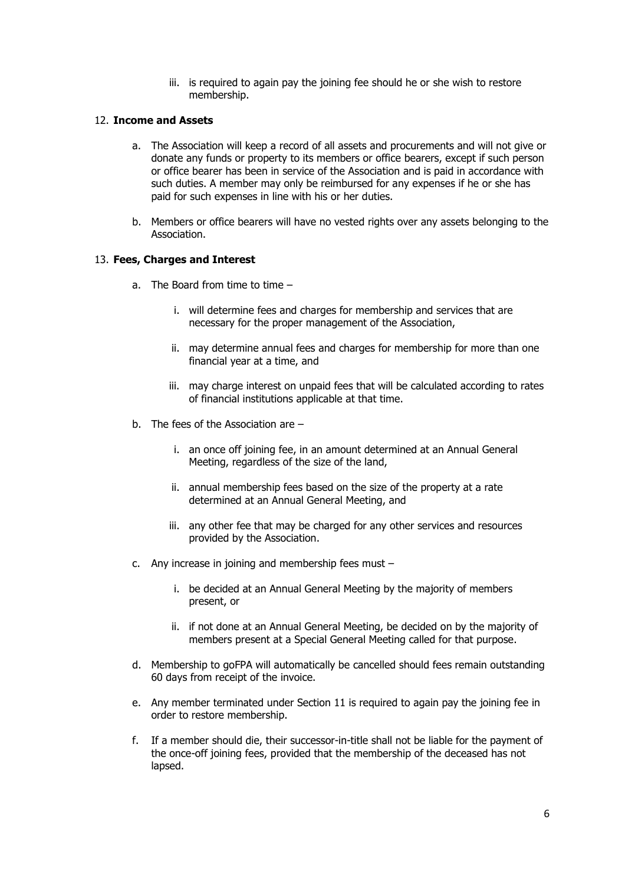iii. is required to again pay the joining fee should he or she wish to restore membership.

12. **Income and Assets**

   a. The Association will keep a record of all assets and procurements and will not give or donate any funds or property to its members or office bearers, except if such person or office bearer has been in service of the Association and is paid in accordance with such duties. A member may only be reimbursed for any expenses if he or she has paid for such expenses in line with his or her duties.

   b. Members or office bearers will have no vested rights over any assets belonging to the Association.

13. **Fees, Charges and Interest**

   a. The Board from time to time –

      i. will determine fees and charges for membership and services that are necessary for the proper management of the Association,

      ii. may determine annual fees and charges for membership for more than one financial year at a time, and

      iii. may charge interest on unpaid fees that will be calculated according to rates of financial institutions applicable at that time.

   b. The fees of the Association are –

      i. an once off joining fee, in an amount determined at an Annual General Meeting, regardless of the size of the land,

      ii. annual membership fees based on the size of the property at a rate determined at an Annual General Meeting, and

      iii. any other fee that may be charged for any other services and resources provided by the Association.

   c. Any increase in joining and membership fees must –

      i. be decided at an Annual General Meeting by the majority of members present, or

      ii. if not done at an Annual General Meeting, be decided on by the majority of members present at a Special General Meeting called for that purpose.

   d. Membership to goFPA will automatically be cancelled should fees remain outstanding 60 days from receipt of the invoice.

   e. Any member terminated under Section 11 is required to again pay the joining fee in order to restore membership.

   f. If a member should die, their successor-in-title shall not be liable for the payment of the once-off joining fees, provided that the membership of the deceased has not lapsed.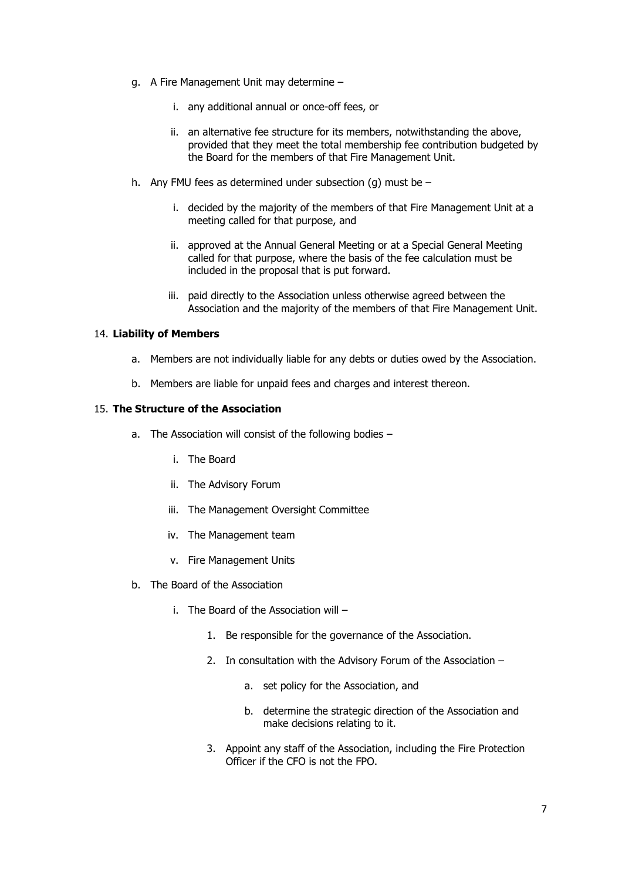g. A Fire Management Unit may determine –

    i. any additional annual or once-off fees, or

    ii. an alternative fee structure for its members, notwithstanding the above, provided that they meet the total membership fee contribution budgeted by the Board for the members of that Fire Management Unit.

h. Any FMU fees as determined under subsection (g) must be –

    i. decided by the majority of the members of that Fire Management Unit at a meeting called for that purpose, and

    ii. approved at the Annual General Meeting or at a Special General Meeting called for that purpose, where the basis of the fee calculation must be included in the proposal that is put forward.

    iii. paid directly to the Association unless otherwise agreed between the Association and the majority of the members of that Fire Management Unit.

14. **Liability of Members**

    a. Members are not individually liable for any debts or duties owed by the Association.

    b. Members are liable for unpaid fees and charges and interest thereon.

15. **The Structure of the Association**

    a. The Association will consist of the following bodies –

        i. The Board

        ii. The Advisory Forum

        iii. The Management Oversight Committee

        iv. The Management team

        v. Fire Management Units

    b. The Board of the Association

        i. The Board of the Association will –

            1. Be responsible for the governance of the Association.

            2. In consultation with the Advisory Forum of the Association –

                a. set policy for the Association, and

                b. determine the strategic direction of the Association and make decisions relating to it.

            3. Appoint any staff of the Association, including the Fire Protection Officer if the CFO is not the FPO.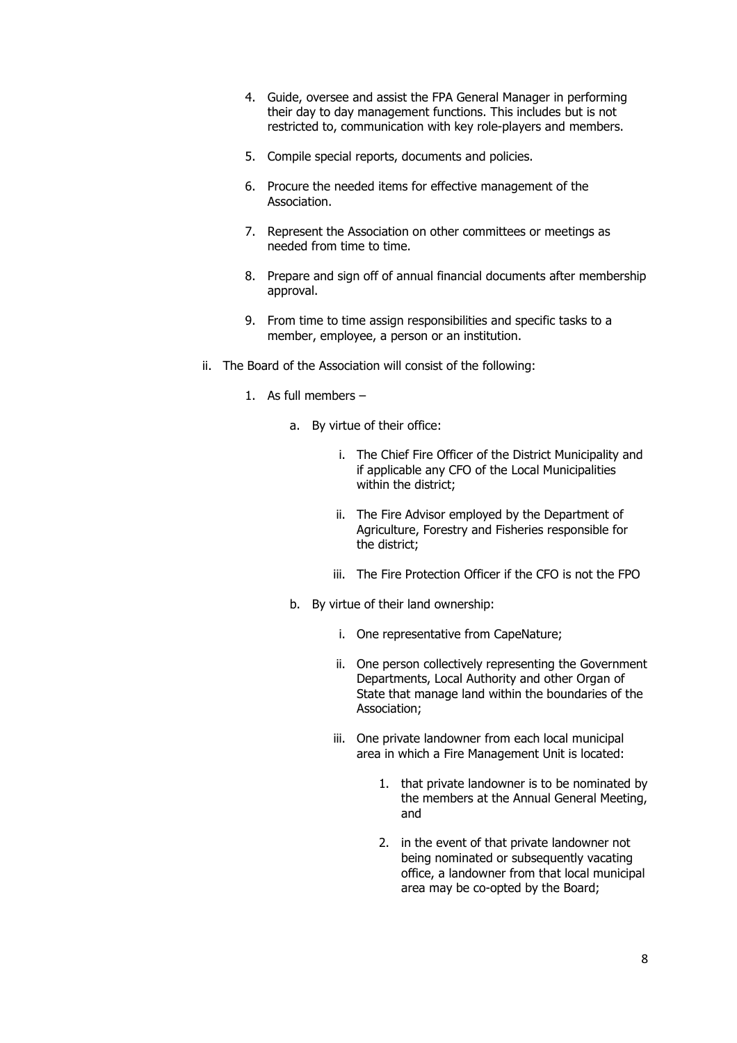4. Guide, oversee and assist the FPA General Manager in performing their day to day management functions. This includes but is not restricted to, communication with key role-players and members.

5. Compile special reports, documents and policies.

6. Procure the needed items for effective management of the Association.

7. Represent the Association on other committees or meetings as needed from time to time.

8. Prepare and sign off of annual financial documents after membership approval.

9. From time to time assign responsibilities and specific tasks to a member, employee, a person or an institution.

ii. The Board of the Association will consist of the following:

   1. As full members –

      a. By virtue of their office:

         i. The Chief Fire Officer of the District Municipality and if applicable any CFO of the Local Municipalities within the district;

         ii. The Fire Advisor employed by the Department of Agriculture, Forestry and Fisheries responsible for the district;

         iii. The Fire Protection Officer if the CFO is not the FPO

      b. By virtue of their land ownership:

         i. One representative from CapeNature;

         ii. One person collectively representing the Government Departments, Local Authority and other Organ of State that manage land within the boundaries of the Association;

         iii. One private landowner from each local municipal area in which a Fire Management Unit is located:

            1. that private landowner is to be nominated by the members at the Annual General Meeting, and

            2. in the event of that private landowner not being nominated or subsequently vacating office, a landowner from that local municipal area may be co-opted by the Board;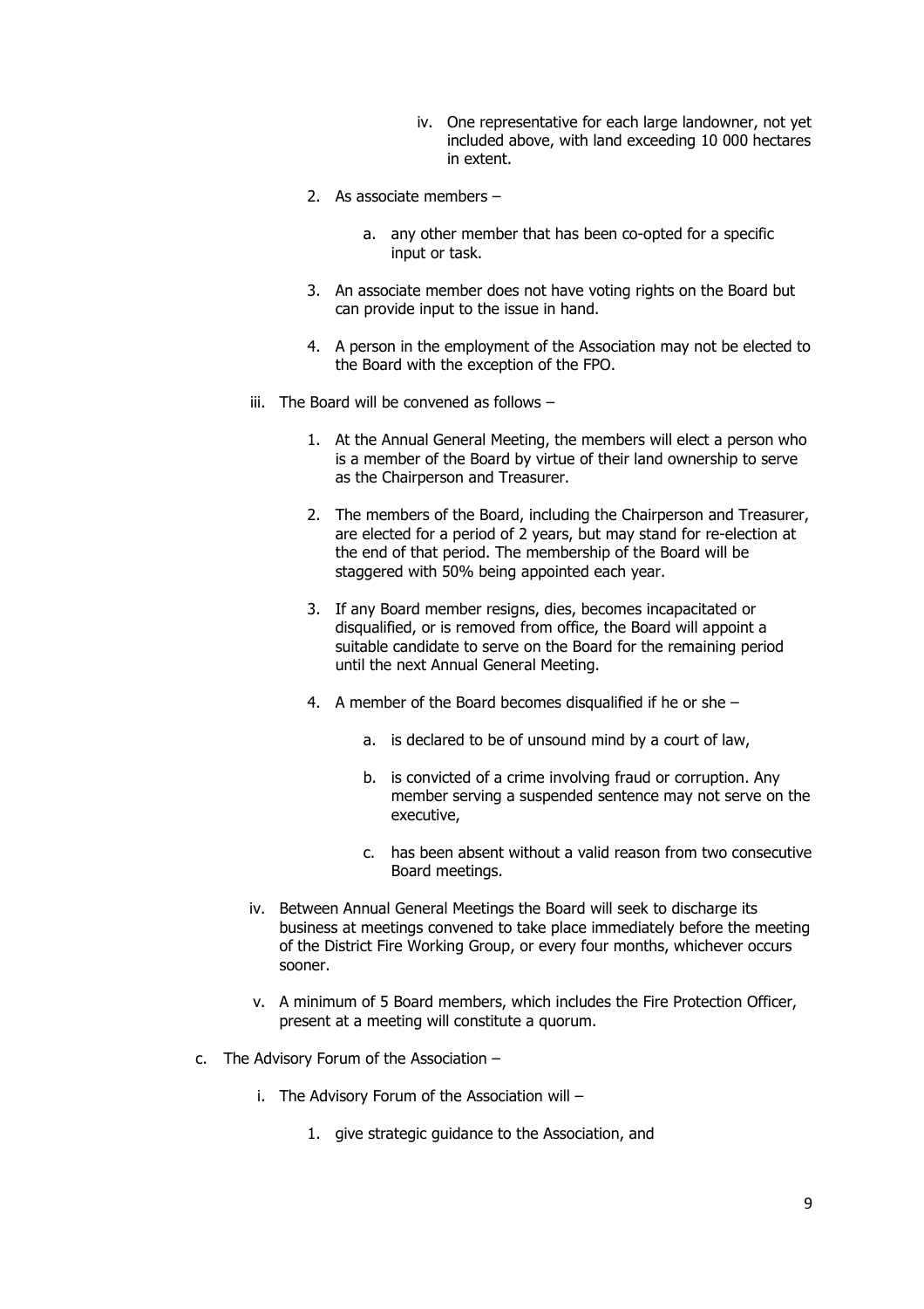iv. One representative for each large landowner, not yet included above, with land exceeding 10 000 hectares in extent.

2. As associate members –

   a. any other member that has been co-opted for a specific input or task.

3. An associate member does not have voting rights on the Board but can provide input to the issue in hand.

4. A person in the employment of the Association may not be elected to the Board with the exception of the FPO.

iii. The Board will be convened as follows –

   1. At the Annual General Meeting, the members will elect a person who is a member of the Board by virtue of their land ownership to serve as the Chairperson and Treasurer.

   2. The members of the Board, including the Chairperson and Treasurer, are elected for a period of 2 years, but may stand for re-election at the end of that period. The membership of the Board will be staggered with 50% being appointed each year.

   3. If any Board member resigns, dies, becomes incapacitated or disqualified, or is removed from office, the Board will appoint a suitable candidate to serve on the Board for the remaining period until the next Annual General Meeting.

   4. A member of the Board becomes disqualified if he or she –

      a. is declared to be of unsound mind by a court of law,

      b. is convicted of a crime involving fraud or corruption. Any member serving a suspended sentence may not serve on the executive,

      c. has been absent without a valid reason from two consecutive Board meetings.

iv. Between Annual General Meetings the Board will seek to discharge its business at meetings convened to take place immediately before the meeting of the District Fire Working Group, or every four months, whichever occurs sooner.

v. A minimum of 5 Board members, which includes the Fire Protection Officer, present at a meeting will constitute a quorum.

c. The Advisory Forum of the Association –

   i. The Advisory Forum of the Association will –

      1. give strategic guidance to the Association, and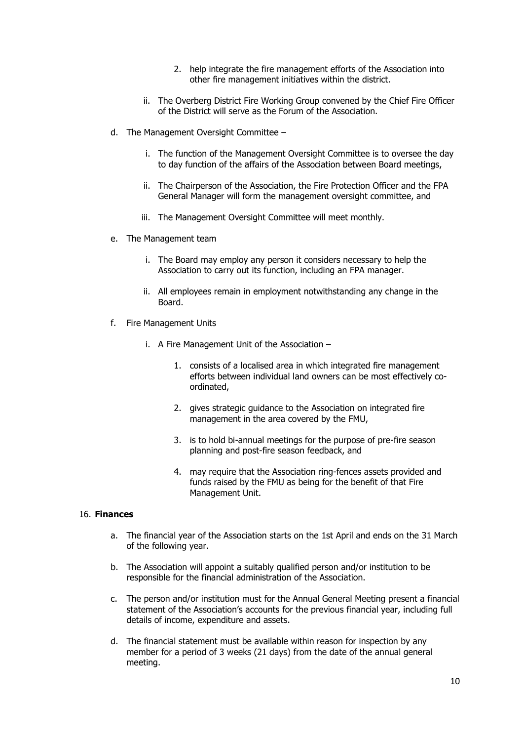2. help integrate the fire management efforts of the Association into other fire management initiatives within the district.

ii. The Overberg District Fire Working Group convened by the Chief Fire Officer of the District will serve as the Forum of the Association.

d. The Management Oversight Committee –

i. The function of the Management Oversight Committee is to oversee the day to day function of the affairs of the Association between Board meetings,

ii. The Chairperson of the Association, the Fire Protection Officer and the FPA General Manager will form the management oversight committee, and

iii. The Management Oversight Committee will meet monthly.

e. The Management team

i. The Board may employ any person it considers necessary to help the Association to carry out its function, including an FPA manager.

ii. All employees remain in employment notwithstanding any change in the Board.

f. Fire Management Units

i. A Fire Management Unit of the Association –

1. consists of a localised area in which integrated fire management efforts between individual land owners can be most effectively co-ordinated,

2. gives strategic guidance to the Association on integrated fire management in the area covered by the FMU,

3. is to hold bi-annual meetings for the purpose of pre-fire season planning and post-fire season feedback, and

4. may require that the Association ring-fences assets provided and funds raised by the FMU as being for the benefit of that Fire Management Unit.

16. **Finances**

a. The financial year of the Association starts on the 1st April and ends on the 31 March of the following year.

b. The Association will appoint a suitably qualified person and/or institution to be responsible for the financial administration of the Association.

c. The person and/or institution must for the Annual General Meeting present a financial statement of the Association's accounts for the previous financial year, including full details of income, expenditure and assets.

d. The financial statement must be available within reason for inspection by any member for a period of 3 weeks (21 days) from the date of the annual general meeting.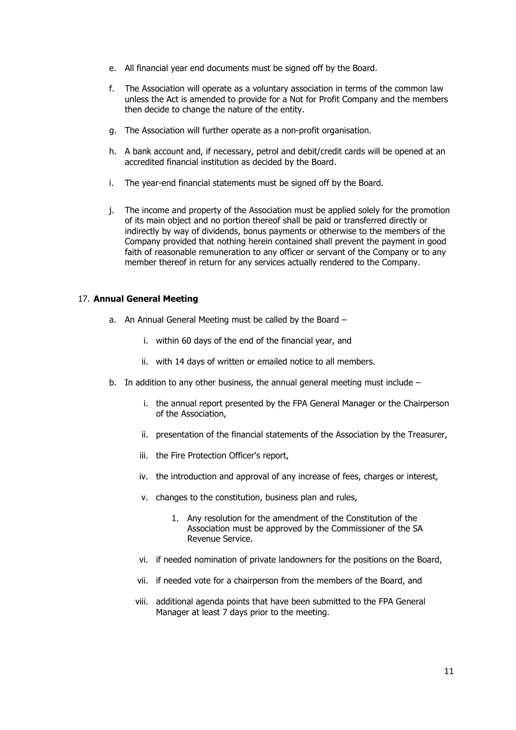e. All financial year end documents must be signed off by the Board.

f. The Association will operate as a voluntary association in terms of the common law unless the Act is amended to provide for a Not for Profit Company and the members then decide to change the nature of the entity.

g. The Association will further operate as a non-profit organisation.

h. A bank account and, if necessary, petrol and debit/credit cards will be opened at an accredited financial institution as decided by the Board.

i. The year-end financial statements must be signed off by the Board.

j. The income and property of the Association must be applied solely for the promotion of its main object and no portion thereof shall be paid or transferred directly or indirectly by way of dividends, bonus payments or otherwise to the members of the Company provided that nothing herein contained shall prevent the payment in good faith of reasonable remuneration to any officer or servant of the Company or to any member thereof in return for any services actually rendered to the Company.

17. **Annual General Meeting**

a. An Annual General Meeting must be called by the Board –

   i. within 60 days of the end of the financial year, and

   ii. with 14 days of written or emailed notice to all members.

b. In addition to any other business, the annual general meeting must include –

   i. the annual report presented by the FPA General Manager or the Chairperson of the Association,

   ii. presentation of the financial statements of the Association by the Treasurer,

   iii. the Fire Protection Officer's report,

   iv. the introduction and approval of any increase of fees, charges or interest,

   v. changes to the constitution, business plan and rules,

      1. Any resolution for the amendment of the Constitution of the Association must be approved by the Commissioner of the SA Revenue Service.

   vi. if needed nomination of private landowners for the positions on the Board,

   vii. if needed vote for a chairperson from the members of the Board, and

   viii. additional agenda points that have been submitted to the FPA General Manager at least 7 days prior to the meeting.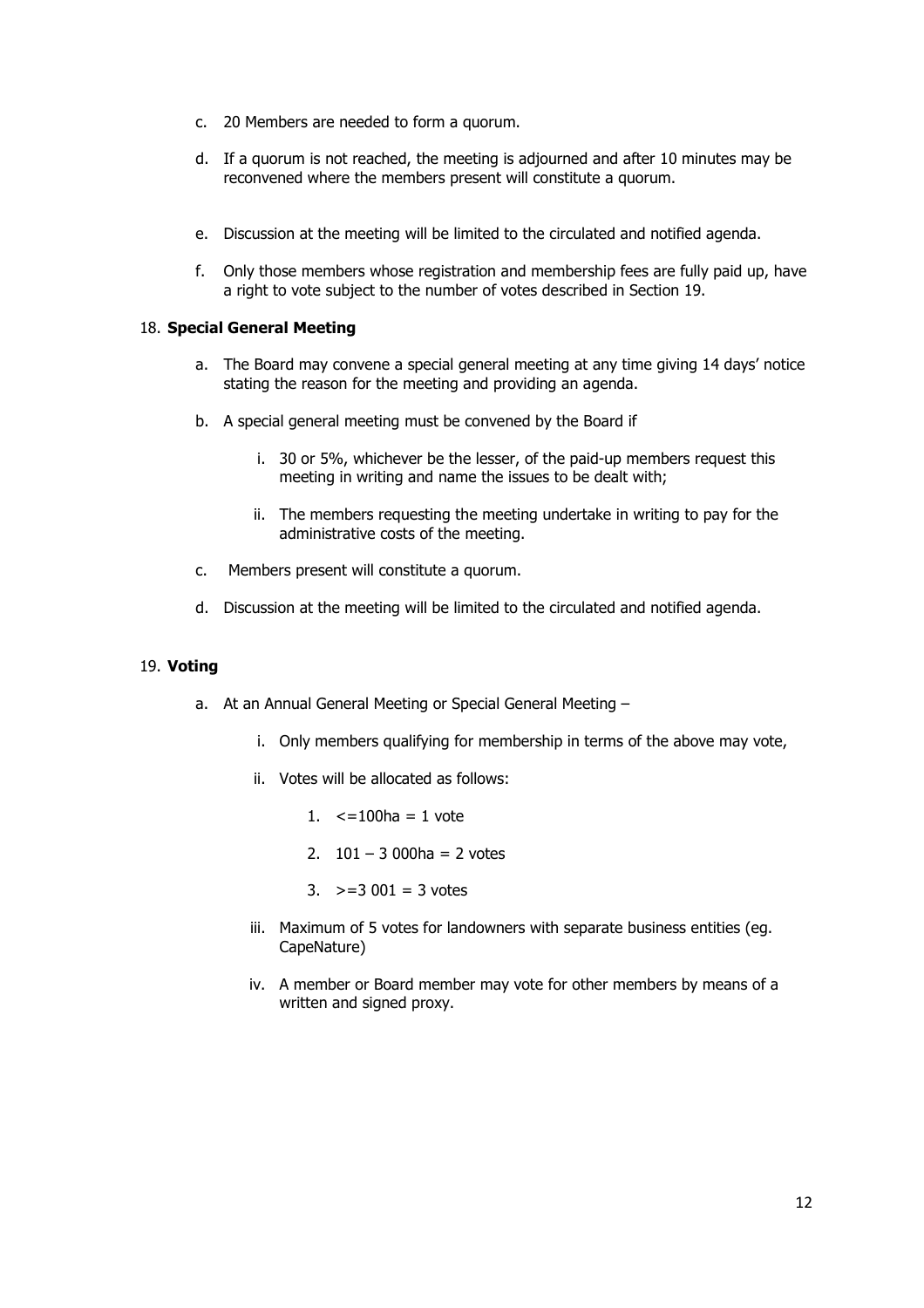c. 20 Members are needed to form a quorum.

d. If a quorum is not reached, the meeting is adjourned and after 10 minutes may be reconvened where the members present will constitute a quorum.

e. Discussion at the meeting will be limited to the circulated and notified agenda.

f. Only those members whose registration and membership fees are fully paid up, have a right to vote subject to the number of votes described in Section 19.

18. **Special General Meeting**

a. The Board may convene a special general meeting at any time giving 14 days' notice stating the reason for the meeting and providing an agenda.

b. A special general meeting must be convened by the Board if

   i. 30 or 5%, whichever be the lesser, of the paid-up members request this meeting in writing and name the issues to be dealt with;

   ii. The members requesting the meeting undertake in writing to pay for the administrative costs of the meeting.

c. Members present will constitute a quorum.

d. Discussion at the meeting will be limited to the circulated and notified agenda.

19. **Voting**

a. At an Annual General Meeting or Special General Meeting –

   i. Only members qualifying for membership in terms of the above may vote,

   ii. Votes will be allocated as follows:

      1. <=100ha = 1 vote

      2. 101 – 3 000ha = 2 votes

      3. >=3 001 = 3 votes

   iii. Maximum of 5 votes for landowners with separate business entities (eg. CapeNature)

   iv. A member or Board member may vote for other members by means of a written and signed proxy.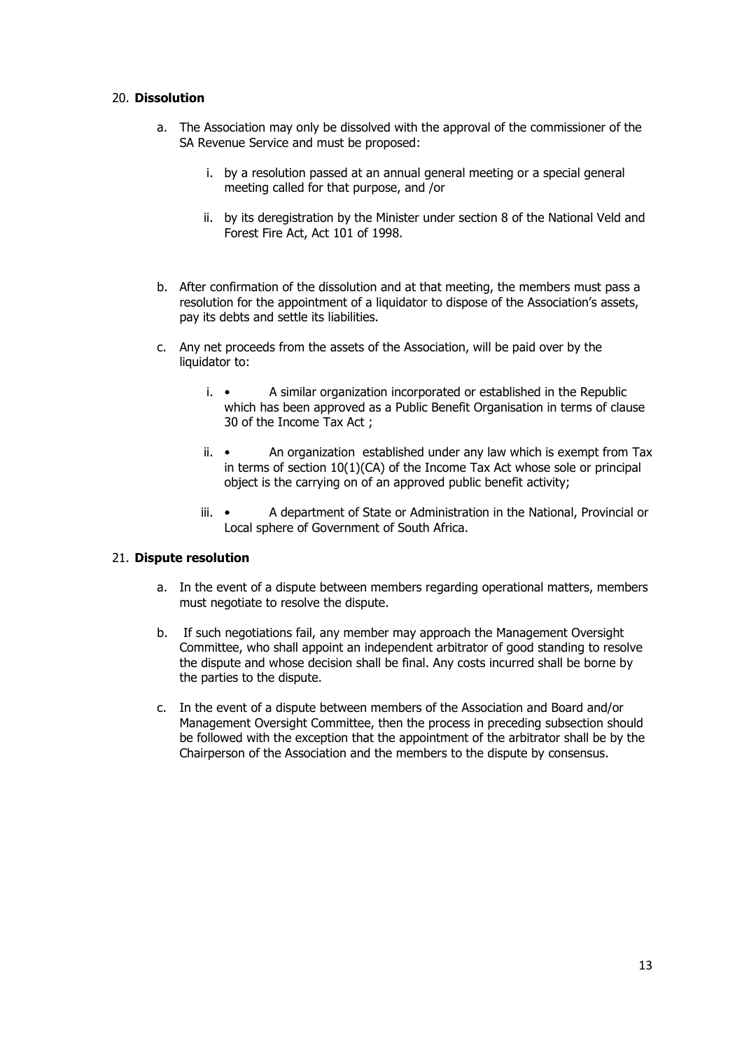20. **Dissolution**

   a. The Association may only be dissolved with the approval of the commissioner of the SA Revenue Service and must be proposed:

      i. by a resolution passed at an annual general meeting or a special general meeting called for that purpose, and /or

      ii. by its deregistration by the Minister under section 8 of the National Veld and Forest Fire Act, Act 101 of 1998.

   b. After confirmation of the dissolution and at that meeting, the members must pass a resolution for the appointment of a liquidator to dispose of the Association's assets, pay its debts and settle its liabilities.

   c. Any net proceeds from the assets of the Association, will be paid over by the liquidator to:

      i. • A similar organization incorporated or established in the Republic which has been approved as a Public Benefit Organisation in terms of clause 30 of the Income Tax Act ;

      ii. • An organization established under any law which is exempt from Tax in terms of section 10(1)(CA) of the Income Tax Act whose sole or principal object is the carrying on of an approved public benefit activity;

      iii. • A department of State or Administration in the National, Provincial or Local sphere of Government of South Africa.

21. **Dispute resolution**

   a. In the event of a dispute between members regarding operational matters, members must negotiate to resolve the dispute.

   b. If such negotiations fail, any member may approach the Management Oversight Committee, who shall appoint an independent arbitrator of good standing to resolve the dispute and whose decision shall be final. Any costs incurred shall be borne by the parties to the dispute.

   c. In the event of a dispute between members of the Association and Board and/or Management Oversight Committee, then the process in preceding subsection should be followed with the exception that the appointment of the arbitrator shall be by the Chairperson of the Association and the members to the dispute by consensus.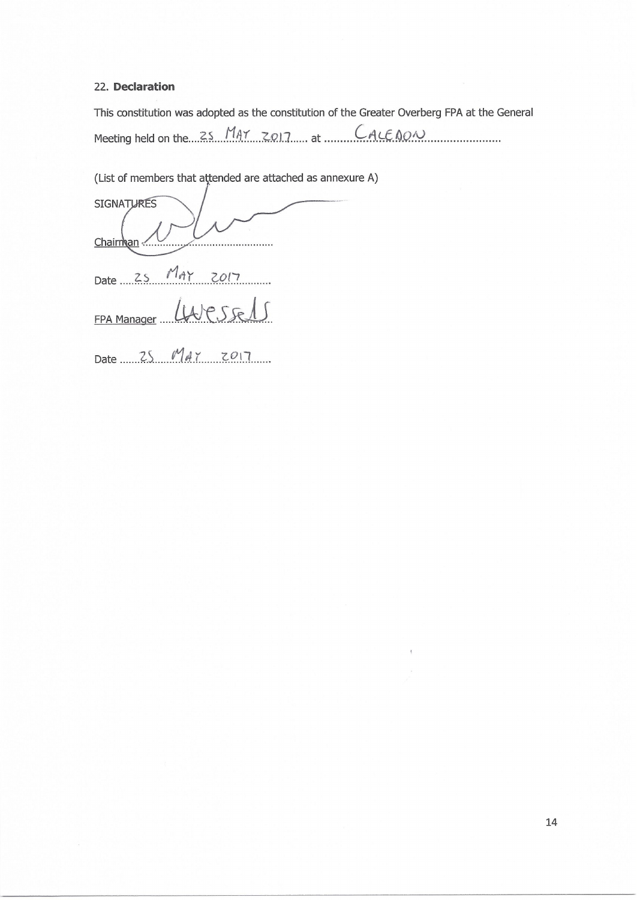## 22. **Declaration**

This constitution was adopted as the constitution of the Greater Overberg FPA at the General Meeting held on the....25 MAY 2017...... at ........CALEDON........................

(List of members that attended are attached as annexure A)

SIGNATURES

Chairman ............................................

Date ....25 MAY 2017..........

FPA Manager ....LWessels....

Date ......25 MAY 2017......